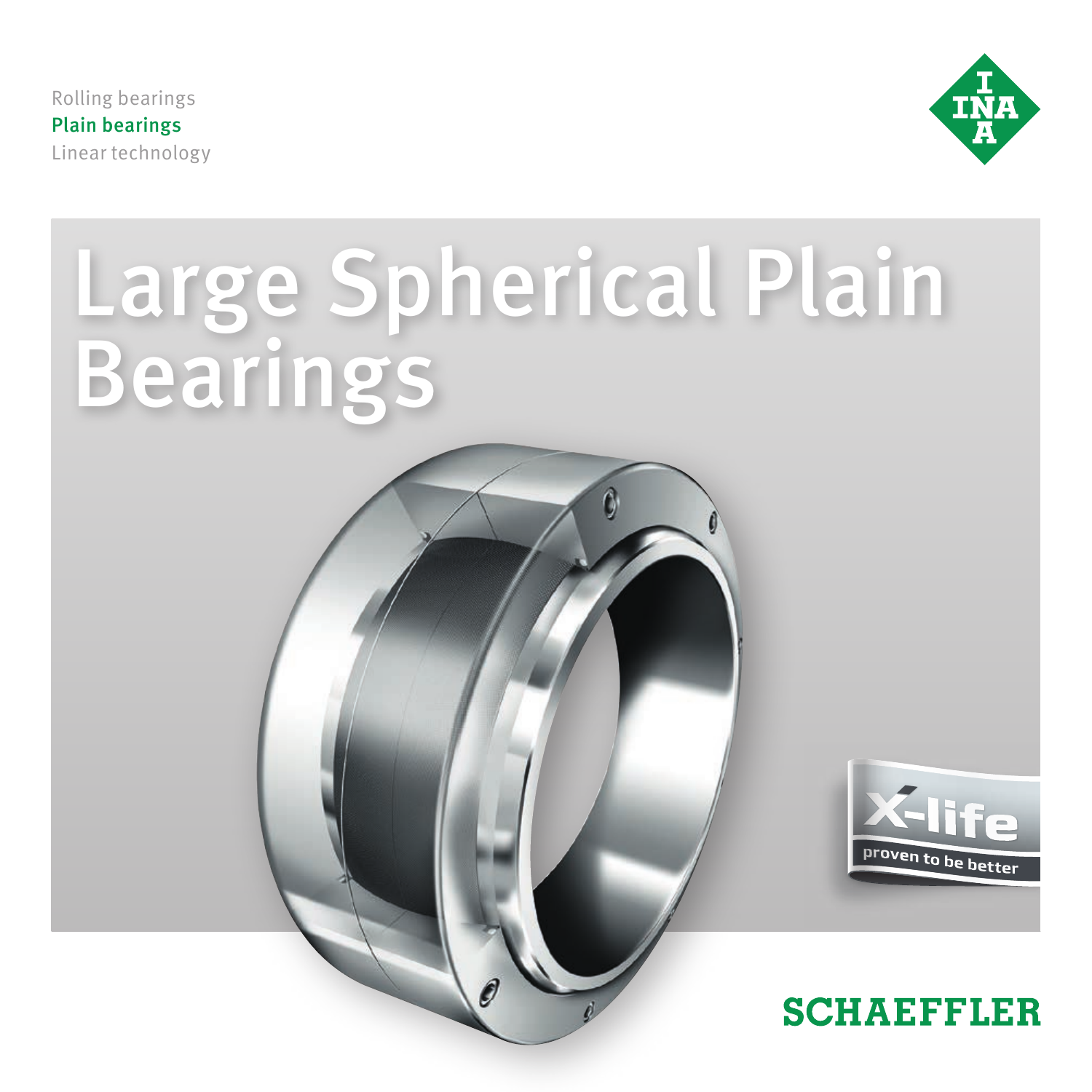Rolling bearings
Plain bearings
Linear technology

# Large Spherical Plain Bearings

X-life
proven to be better

SCHAEFFLER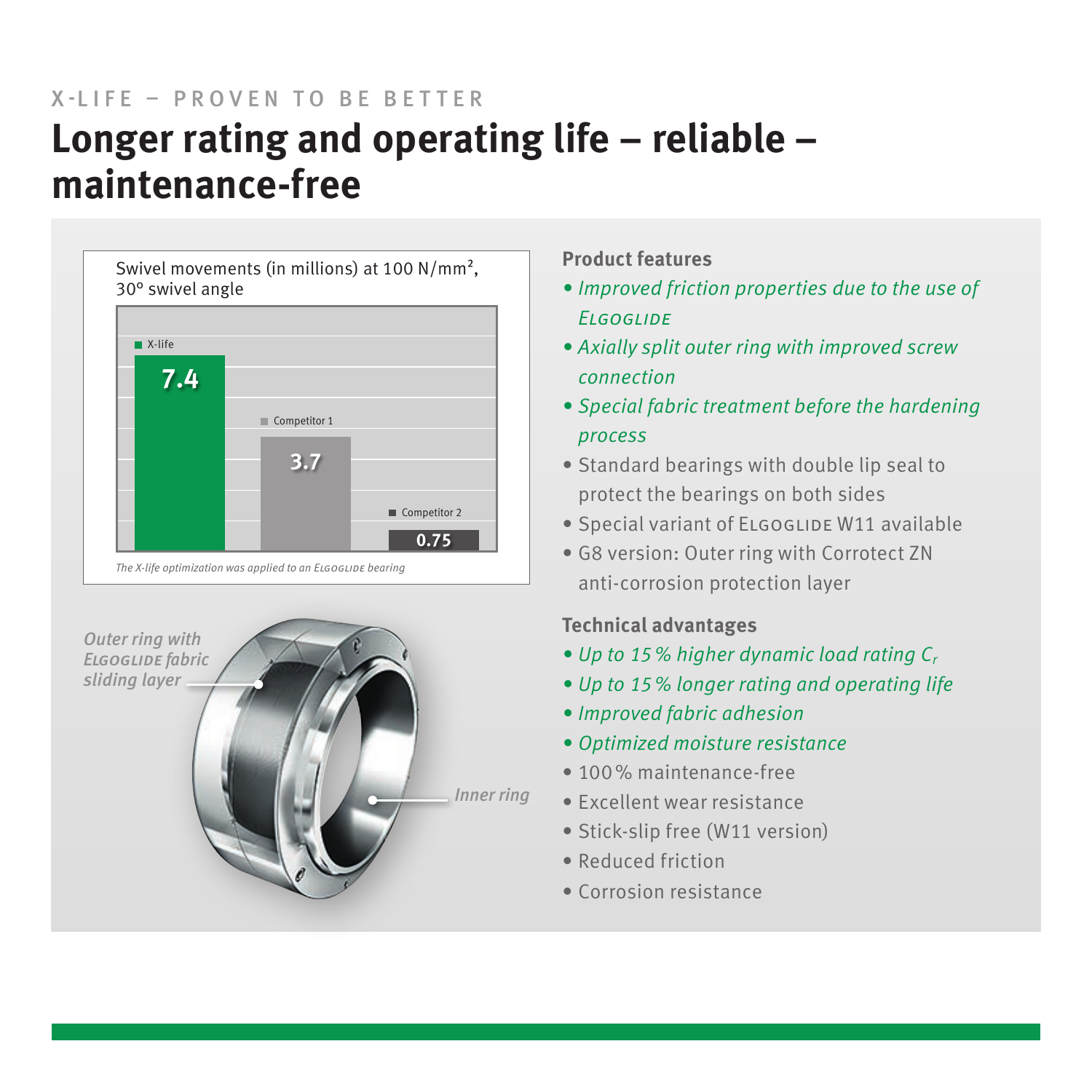X-LIFE – PROVEN TO BE BETTER

# Longer rating and operating life – reliable – maintenance-free

Swivel movements (in millions) at 100 N/mm², 30° swivel angle

| | Swivel movements (millions) |
| --- | --- |
| X-life | 7.4 |
| Competitor 1 | 3.7 |
| Competitor 2 | 0.75 |

*The X-life optimization was applied to an ELGOGLIDE bearing*

*Outer ring with ELGOGLIDE fabric sliding layer*

*Inner ring*

### Product features

- *Improved friction properties due to the use of ELGOGLIDE*
- *Axially split outer ring with improved screw connection*
- *Special fabric treatment before the hardening process*
- Standard bearings with double lip seal to protect the bearings on both sides
- Special variant of ELGOGLIDE W11 available
- G8 version: Outer ring with Corrotect ZN anti-corrosion protection layer

### Technical advantages

- *Up to 15 % higher dynamic load rating $C_r$*
- *Up to 15 % longer rating and operating life*
- *Improved fabric adhesion*
- *Optimized moisture resistance*
- 100 % maintenance-free
- Excellent wear resistance
- Stick-slip free (W11 version)
- Reduced friction
- Corrosion resistance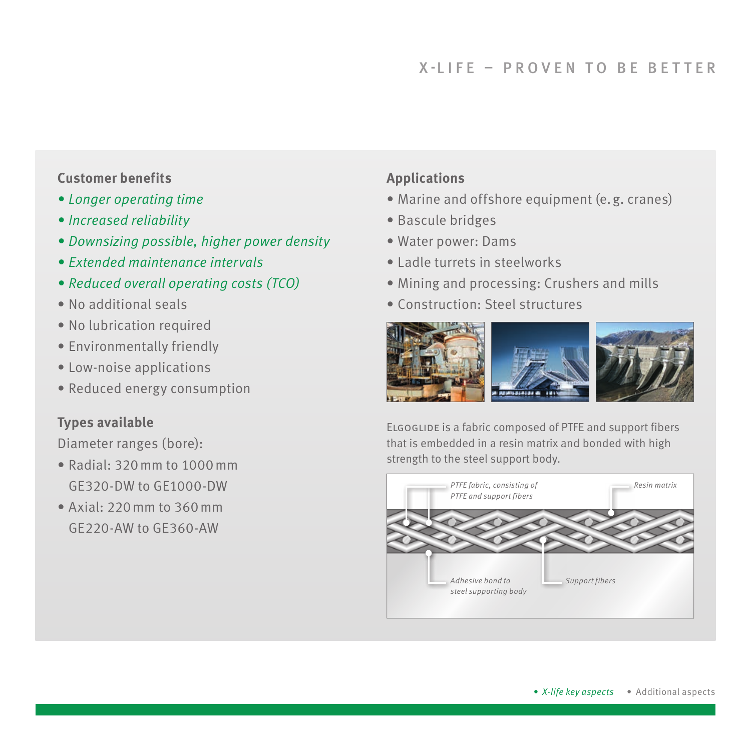### Customer benefits

- *Longer operating time*
- *Increased reliability*
- *Downsizing possible, higher power density*
- *Extended maintenance intervals*
- *Reduced overall operating costs (TCO)*
- No additional seals
- No lubrication required
- Environmentally friendly
- Low-noise applications
- Reduced energy consumption

### Types available

Diameter ranges (bore):

- Radial: 320 mm to 1000 mm
  GE320-DW to GE1000-DW
- Axial: 220 mm to 360 mm
  GE220-AW to GE360-AW

### Applications

- Marine and offshore equipment (e.g. cranes)
- Bascule bridges
- Water power: Dams
- Ladle turrets in steelworks
- Mining and processing: Crushers and mills
- Construction: Steel structures

ELGOGLIDE is a fabric composed of PTFE and support fibers that is embedded in a resin matrix and bonded with high strength to the steel support body.

*PTFE fabric, consisting of PTFE and support fibers*

*Resin matrix*

*Adhesive bond to steel supporting body*

*Support fibers*

- *X-life key aspects*
- Additional aspects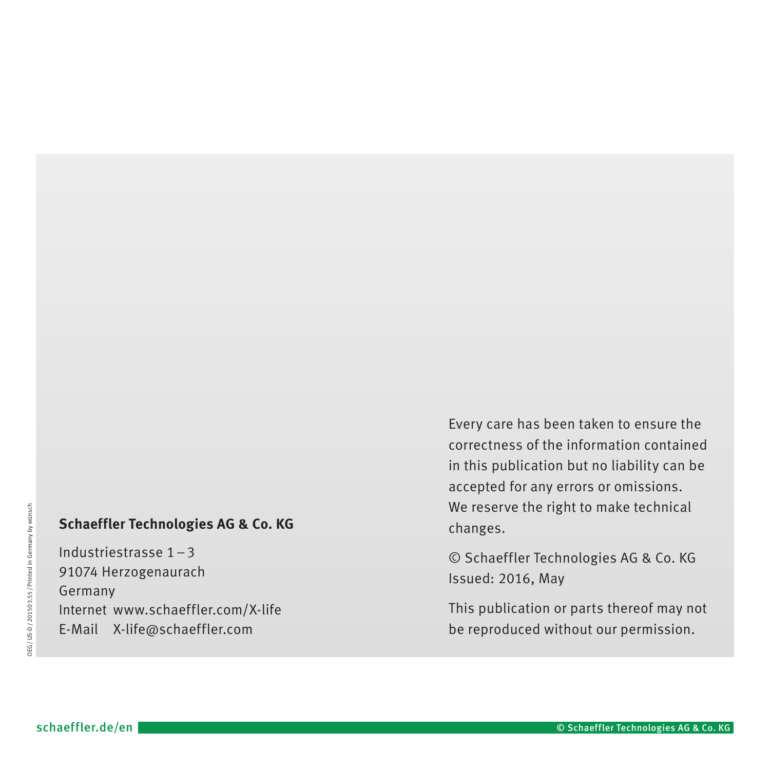**Schaeffler Technologies AG & Co. KG**

Industriestrasse 1 – 3
91074 Herzogenaurach
Germany
Internet www.schaeffler.com/X-life
E-Mail X-life@schaeffler.com

Every care has been taken to ensure the correctness of the information contained in this publication but no liability can be accepted for any errors or omissions. We reserve the right to make technical changes.

© Schaeffler Technologies AG & Co. KG
Issued: 2016, May

This publication or parts thereof may not be reproduced without our permission.

OEG / US-D / 201503.55 / Printed in Germany by wünsch

schaeffler.de/en

© Schaeffler Technologies AG & Co. KG